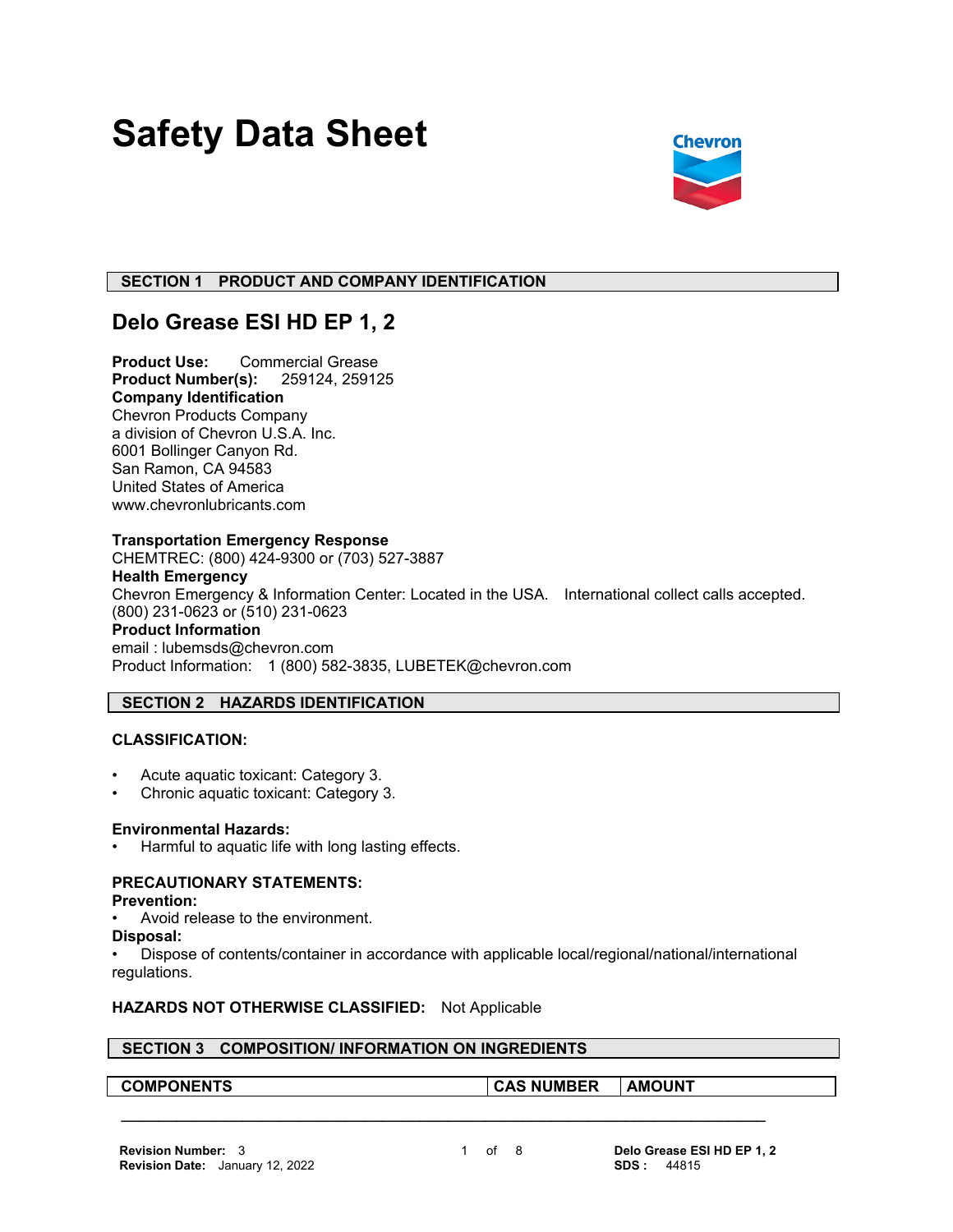# Safety Data Sheet

## SECTION 1 PRODUCT AND COMPANY IDENTIFICATION

## Delo Grease ESI HD EP 1, 2

**Product Use:** Commercial Grease
**Product Number(s):** 259124, 259125
**Company Identification**
Chevron Products Company
a division of Chevron U.S.A. Inc.
6001 Bollinger Canyon Rd.
San Ramon, CA 94583
United States of America
www.chevronlubricants.com

**Transportation Emergency Response**
CHEMTREC: (800) 424-9300 or (703) 527-3887
**Health Emergency**
Chevron Emergency & Information Center: Located in the USA. International collect calls accepted.
(800) 231-0623 or (510) 231-0623
**Product Information**
email : lubemsds@chevron.com
Product Information: 1 (800) 582-3835, LUBETEK@chevron.com

## SECTION 2 HAZARDS IDENTIFICATION

**CLASSIFICATION:**

- Acute aquatic toxicant: Category 3.
- Chronic aquatic toxicant: Category 3.

**Environmental Hazards:**
- Harmful to aquatic life with long lasting effects.

**PRECAUTIONARY STATEMENTS:**
**Prevention:**
- Avoid release to the environment.

**Disposal:**
- Dispose of contents/container in accordance with applicable local/regional/national/international regulations.

**HAZARDS NOT OTHERWISE CLASSIFIED:** Not Applicable

## SECTION 3 COMPOSITION/ INFORMATION ON INGREDIENTS

| COMPONENTS | CAS NUMBER | AMOUNT |
| --- | --- | --- |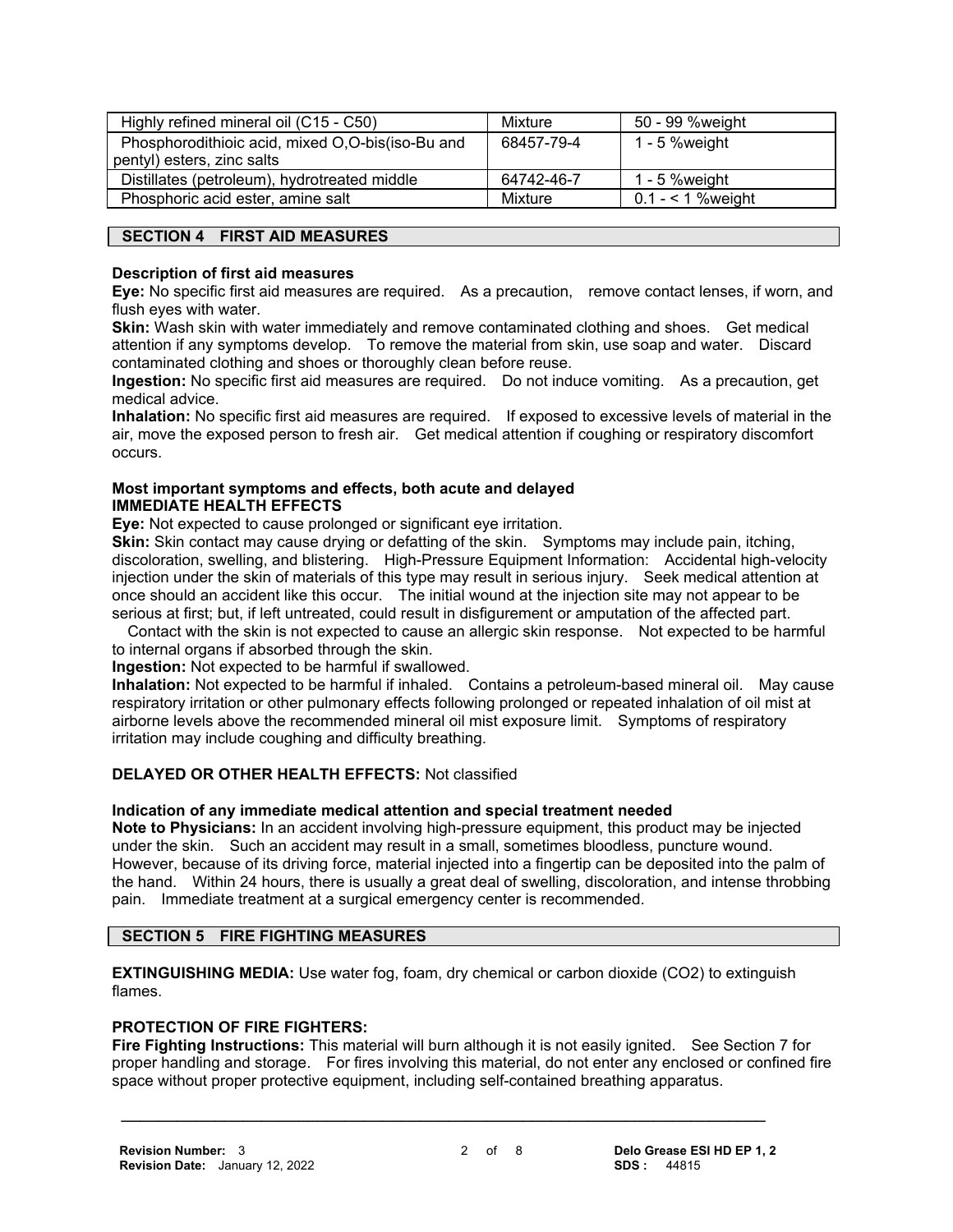| Highly refined mineral oil (C15 - C50) | Mixture | 50 - 99 %weight |
|---|---|---|
| Phosphorodithioic acid, mixed O,O-bis(iso-Bu and pentyl) esters, zinc salts | 68457-79-4 | 1 - 5 %weight |
| Distillates (petroleum), hydrotreated middle | 64742-46-7 | 1 - 5 %weight |
| Phosphoric acid ester, amine salt | Mixture | 0.1 - < 1 %weight |

## SECTION 4 FIRST AID MEASURES

**Description of first aid measures**

**Eye:** No specific first aid measures are required. As a precaution, remove contact lenses, if worn, and flush eyes with water.

**Skin:** Wash skin with water immediately and remove contaminated clothing and shoes. Get medical attention if any symptoms develop. To remove the material from skin, use soap and water. Discard contaminated clothing and shoes or thoroughly clean before reuse.

**Ingestion:** No specific first aid measures are required. Do not induce vomiting. As a precaution, get medical advice.

**Inhalation:** No specific first aid measures are required. If exposed to excessive levels of material in the air, move the exposed person to fresh air. Get medical attention if coughing or respiratory discomfort occurs.

**Most important symptoms and effects, both acute and delayed**

**IMMEDIATE HEALTH EFFECTS**

**Eye:** Not expected to cause prolonged or significant eye irritation.

**Skin:** Skin contact may cause drying or defatting of the skin. Symptoms may include pain, itching, discoloration, swelling, and blistering. High-Pressure Equipment Information: Accidental high-velocity injection under the skin of materials of this type may result in serious injury. Seek medical attention at once should an accident like this occur. The initial wound at the injection site may not appear to be serious at first; but, if left untreated, could result in disfigurement or amputation of the affected part.

Contact with the skin is not expected to cause an allergic skin response. Not expected to be harmful to internal organs if absorbed through the skin.

**Ingestion:** Not expected to be harmful if swallowed.

**Inhalation:** Not expected to be harmful if inhaled. Contains a petroleum-based mineral oil. May cause respiratory irritation or other pulmonary effects following prolonged or repeated inhalation of oil mist at airborne levels above the recommended mineral oil mist exposure limit. Symptoms of respiratory irritation may include coughing and difficulty breathing.

**DELAYED OR OTHER HEALTH EFFECTS:** Not classified

**Indication of any immediate medical attention and special treatment needed**

**Note to Physicians:** In an accident involving high-pressure equipment, this product may be injected under the skin. Such an accident may result in a small, sometimes bloodless, puncture wound. However, because of its driving force, material injected into a fingertip can be deposited into the palm of the hand. Within 24 hours, there is usually a great deal of swelling, discoloration, and intense throbbing pain. Immediate treatment at a surgical emergency center is recommended.

## SECTION 5 FIRE FIGHTING MEASURES

**EXTINGUISHING MEDIA:** Use water fog, foam, dry chemical or carbon dioxide ($CO_2$) to extinguish flames.

**PROTECTION OF FIRE FIGHTERS:**

**Fire Fighting Instructions:** This material will burn although it is not easily ignited. See Section 7 for proper handling and storage. For fires involving this material, do not enter any enclosed or confined fire space without proper protective equipment, including self-contained breathing apparatus.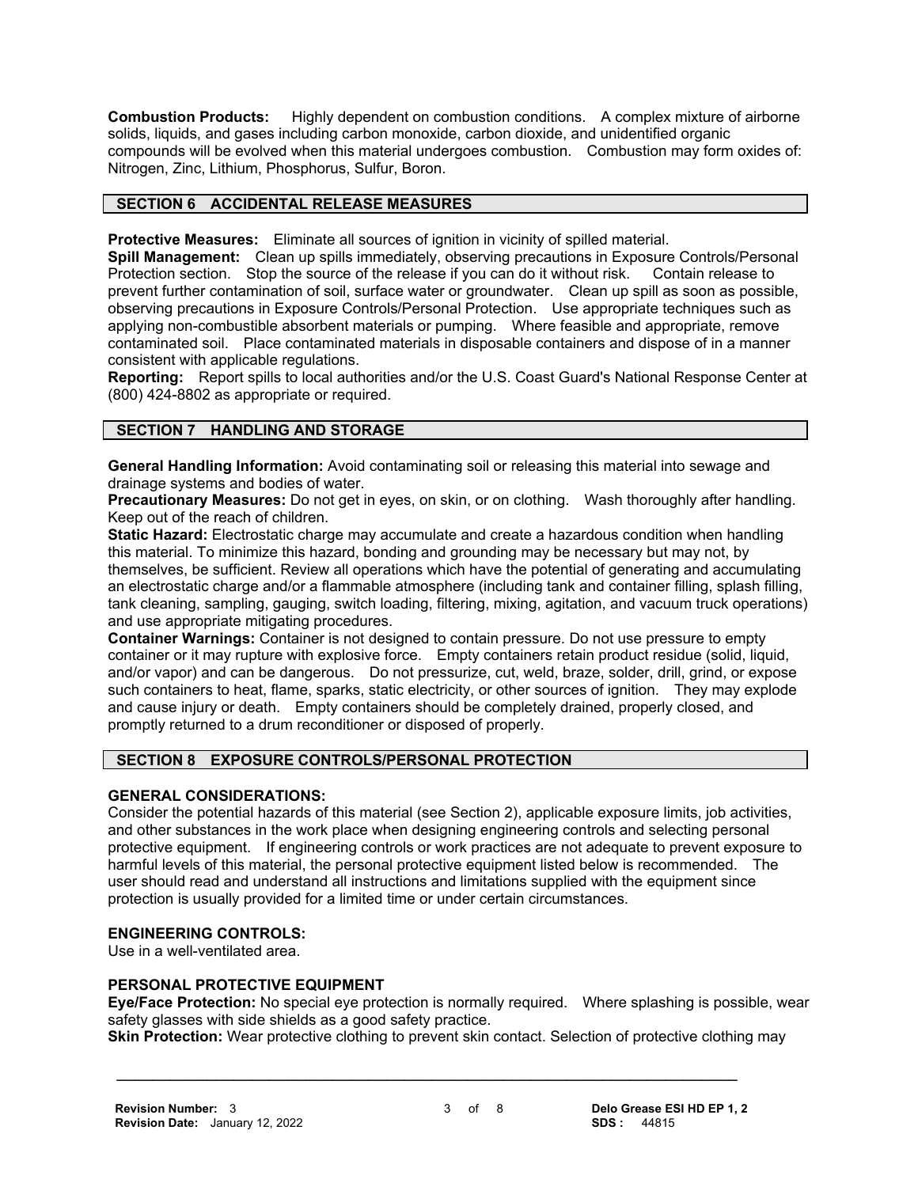**Combustion Products:** Highly dependent on combustion conditions. A complex mixture of airborne solids, liquids, and gases including carbon monoxide, carbon dioxide, and unidentified organic compounds will be evolved when this material undergoes combustion. Combustion may form oxides of: Nitrogen, Zinc, Lithium, Phosphorus, Sulfur, Boron.

## SECTION 6 ACCIDENTAL RELEASE MEASURES

**Protective Measures:** Eliminate all sources of ignition in vicinity of spilled material.

**Spill Management:** Clean up spills immediately, observing precautions in Exposure Controls/Personal Protection section. Stop the source of the release if you can do it without risk. Contain release to prevent further contamination of soil, surface water or groundwater. Clean up spill as soon as possible, observing precautions in Exposure Controls/Personal Protection. Use appropriate techniques such as applying non-combustible absorbent materials or pumping. Where feasible and appropriate, remove contaminated soil. Place contaminated materials in disposable containers and dispose of in a manner consistent with applicable regulations.

**Reporting:** Report spills to local authorities and/or the U.S. Coast Guard's National Response Center at (800) 424-8802 as appropriate or required.

## SECTION 7 HANDLING AND STORAGE

**General Handling Information:** Avoid contaminating soil or releasing this material into sewage and drainage systems and bodies of water.

**Precautionary Measures:** Do not get in eyes, on skin, or on clothing. Wash thoroughly after handling. Keep out of the reach of children.

**Static Hazard:** Electrostatic charge may accumulate and create a hazardous condition when handling this material. To minimize this hazard, bonding and grounding may be necessary but may not, by themselves, be sufficient. Review all operations which have the potential of generating and accumulating an electrostatic charge and/or a flammable atmosphere (including tank and container filling, splash filling, tank cleaning, sampling, gauging, switch loading, filtering, mixing, agitation, and vacuum truck operations) and use appropriate mitigating procedures.

**Container Warnings:** Container is not designed to contain pressure. Do not use pressure to empty container or it may rupture with explosive force. Empty containers retain product residue (solid, liquid, and/or vapor) and can be dangerous. Do not pressurize, cut, weld, braze, solder, drill, grind, or expose such containers to heat, flame, sparks, static electricity, or other sources of ignition. They may explode and cause injury or death. Empty containers should be completely drained, properly closed, and promptly returned to a drum reconditioner or disposed of properly.

## SECTION 8 EXPOSURE CONTROLS/PERSONAL PROTECTION

### GENERAL CONSIDERATIONS:

Consider the potential hazards of this material (see Section 2), applicable exposure limits, job activities, and other substances in the work place when designing engineering controls and selecting personal protective equipment. If engineering controls or work practices are not adequate to prevent exposure to harmful levels of this material, the personal protective equipment listed below is recommended. The user should read and understand all instructions and limitations supplied with the equipment since protection is usually provided for a limited time or under certain circumstances.

### ENGINEERING CONTROLS:

Use in a well-ventilated area.

### PERSONAL PROTECTIVE EQUIPMENT

**Eye/Face Protection:** No special eye protection is normally required. Where splashing is possible, wear safety glasses with side shields as a good safety practice.

**Skin Protection:** Wear protective clothing to prevent skin contact. Selection of protective clothing may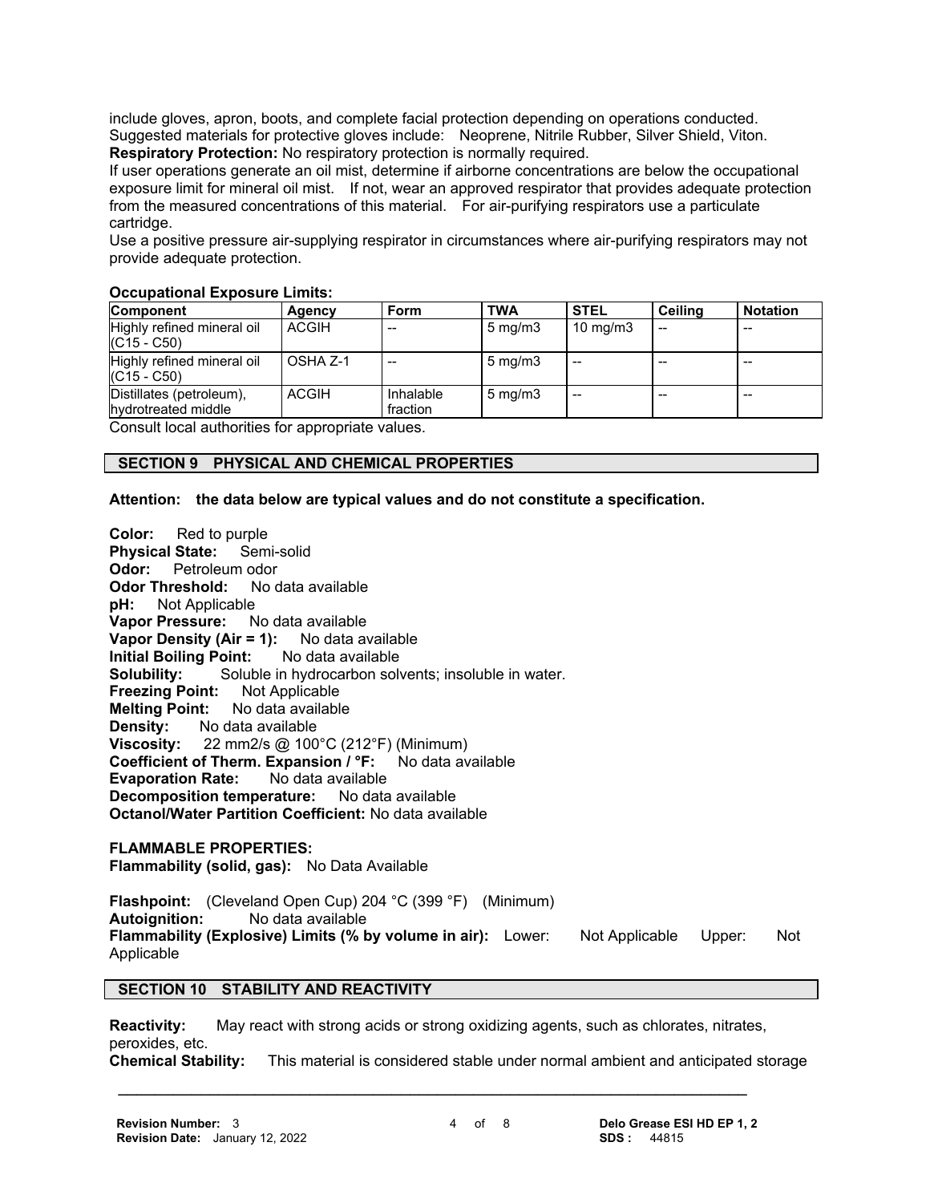include gloves, apron, boots, and complete facial protection depending on operations conducted. Suggested materials for protective gloves include: Neoprene, Nitrile Rubber, Silver Shield, Viton.

**Respiratory Protection:** No respiratory protection is normally required.

If user operations generate an oil mist, determine if airborne concentrations are below the occupational exposure limit for mineral oil mist. If not, wear an approved respirator that provides adequate protection from the measured concentrations of this material. For air-purifying respirators use a particulate cartridge.

Use a positive pressure air-supplying respirator in circumstances where air-purifying respirators may not provide adequate protection.

**Occupational Exposure Limits:**

| Component | Agency | Form | TWA | STEL | Ceiling | Notation |
|---|---|---|---|---|---|---|
| Highly refined mineral oil (C15 - C50) | ACGIH | -- | 5 mg/m3 | 10 mg/m3 | -- | -- |
| Highly refined mineral oil (C15 - C50) | OSHA Z-1 | -- | 5 mg/m3 | -- | -- | -- |
| Distillates (petroleum), hydrotreated middle | ACGIH | Inhalable fraction | 5 mg/m3 | -- | -- | -- |

Consult local authorities for appropriate values.

## SECTION 9 PHYSICAL AND CHEMICAL PROPERTIES

**Attention: the data below are typical values and do not constitute a specification.**

**Color:** Red to purple
**Physical State:** Semi-solid
**Odor:** Petroleum odor
**Odor Threshold:** No data available
**pH:** Not Applicable
**Vapor Pressure:** No data available
**Vapor Density (Air = 1):** No data available
**Initial Boiling Point:** No data available
**Solubility:** Soluble in hydrocarbon solvents; insoluble in water.
**Freezing Point:** Not Applicable
**Melting Point:** No data available
**Density:** No data available
**Viscosity:** 22 mm2/s @ 100°C (212°F) (Minimum)
**Coefficient of Therm. Expansion / °F:** No data available
**Evaporation Rate:** No data available
**Decomposition temperature:** No data available
**Octanol/Water Partition Coefficient:** No data available

**FLAMMABLE PROPERTIES:**
**Flammability (solid, gas):** No Data Available

**Flashpoint:** (Cleveland Open Cup) 204 °C (399 °F) (Minimum)
**Autoignition:** No data available
**Flammability (Explosive) Limits (% by volume in air):** Lower: Not Applicable Upper: Not Applicable

## SECTION 10 STABILITY AND REACTIVITY

**Reactivity:** May react with strong acids or strong oxidizing agents, such as chlorates, nitrates, peroxides, etc.
**Chemical Stability:** This material is considered stable under normal ambient and anticipated storage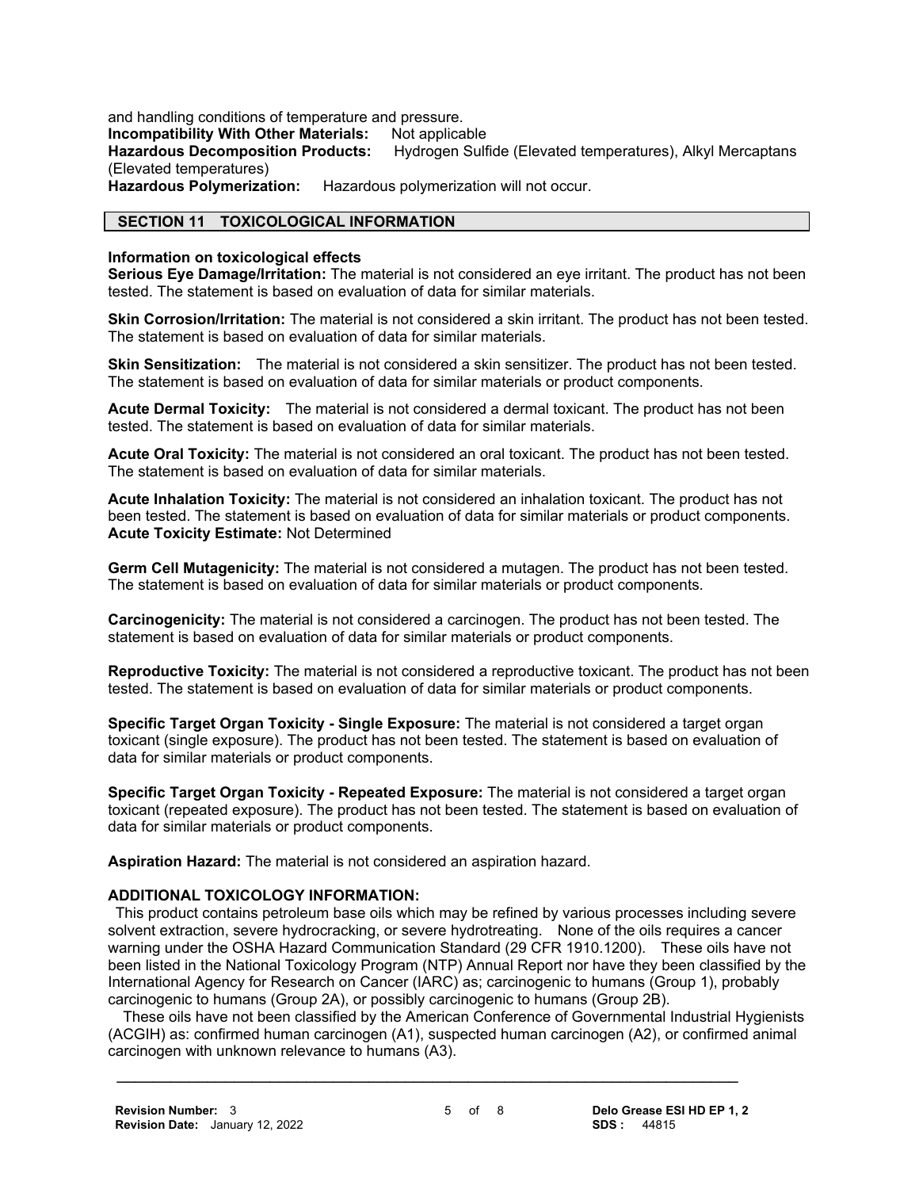and handling conditions of temperature and pressure.

**Incompatibility With Other Materials:** Not applicable

**Hazardous Decomposition Products:** Hydrogen Sulfide (Elevated temperatures), Alkyl Mercaptans (Elevated temperatures)

**Hazardous Polymerization:** Hazardous polymerization will not occur.

## SECTION 11 TOXICOLOGICAL INFORMATION

**Information on toxicological effects**

**Serious Eye Damage/Irritation:** The material is not considered an eye irritant. The product has not been tested. The statement is based on evaluation of data for similar materials.

**Skin Corrosion/Irritation:** The material is not considered a skin irritant. The product has not been tested. The statement is based on evaluation of data for similar materials.

**Skin Sensitization:** The material is not considered a skin sensitizer. The product has not been tested. The statement is based on evaluation of data for similar materials or product components.

**Acute Dermal Toxicity:** The material is not considered a dermal toxicant. The product has not been tested. The statement is based on evaluation of data for similar materials.

**Acute Oral Toxicity:** The material is not considered an oral toxicant. The product has not been tested. The statement is based on evaluation of data for similar materials.

**Acute Inhalation Toxicity:** The material is not considered an inhalation toxicant. The product has not been tested. The statement is based on evaluation of data for similar materials or product components.

**Acute Toxicity Estimate:** Not Determined

**Germ Cell Mutagenicity:** The material is not considered a mutagen. The product has not been tested. The statement is based on evaluation of data for similar materials or product components.

**Carcinogenicity:** The material is not considered a carcinogen. The product has not been tested. The statement is based on evaluation of data for similar materials or product components.

**Reproductive Toxicity:** The material is not considered a reproductive toxicant. The product has not been tested. The statement is based on evaluation of data for similar materials or product components.

**Specific Target Organ Toxicity - Single Exposure:** The material is not considered a target organ toxicant (single exposure). The product has not been tested. The statement is based on evaluation of data for similar materials or product components.

**Specific Target Organ Toxicity - Repeated Exposure:** The material is not considered a target organ toxicant (repeated exposure). The product has not been tested. The statement is based on evaluation of data for similar materials or product components.

**Aspiration Hazard:** The material is not considered an aspiration hazard.

**ADDITIONAL TOXICOLOGY INFORMATION:**

This product contains petroleum base oils which may be refined by various processes including severe solvent extraction, severe hydrocracking, or severe hydrotreating. None of the oils requires a cancer warning under the OSHA Hazard Communication Standard (29 CFR 1910.1200). These oils have not been listed in the National Toxicology Program (NTP) Annual Report nor have they been classified by the International Agency for Research on Cancer (IARC) as; carcinogenic to humans (Group 1), probably carcinogenic to humans (Group 2A), or possibly carcinogenic to humans (Group 2B).

These oils have not been classified by the American Conference of Governmental Industrial Hygienists (ACGIH) as: confirmed human carcinogen (A1), suspected human carcinogen (A2), or confirmed animal carcinogen with unknown relevance to humans (A3).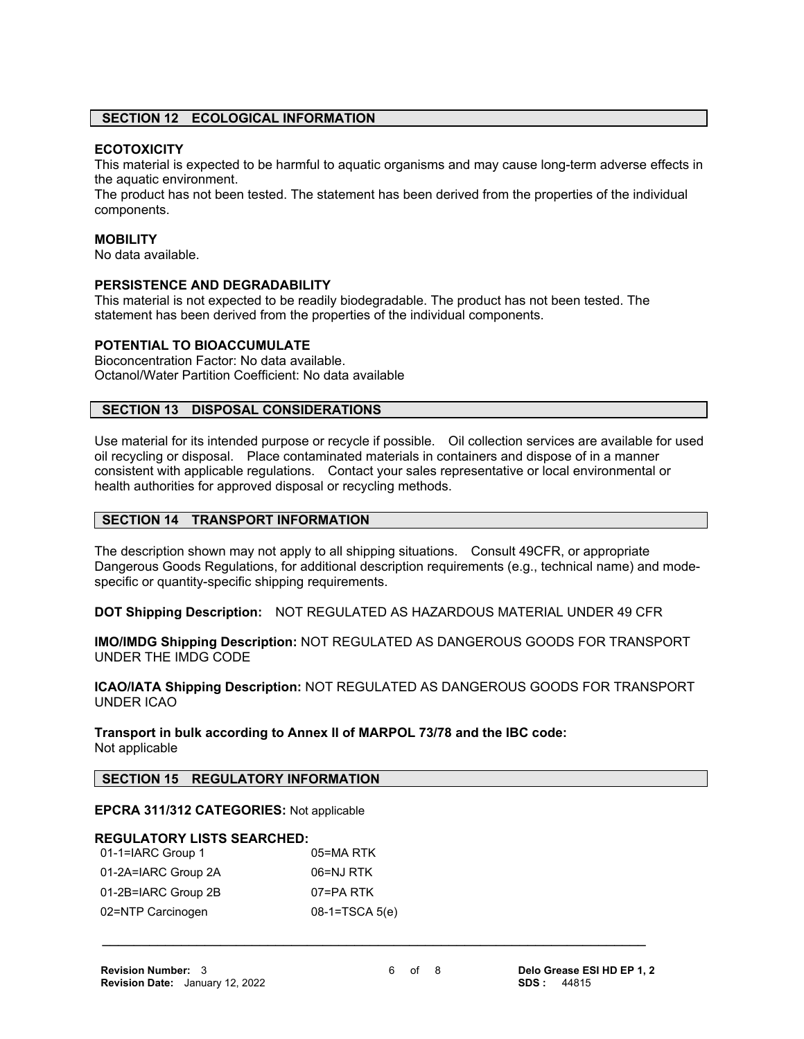## SECTION 12 ECOLOGICAL INFORMATION

**ECOTOXICITY**

This material is expected to be harmful to aquatic organisms and may cause long-term adverse effects in the aquatic environment.

The product has not been tested. The statement has been derived from the properties of the individual components.

**MOBILITY**

No data available.

**PERSISTENCE AND DEGRADABILITY**

This material is not expected to be readily biodegradable. The product has not been tested. The statement has been derived from the properties of the individual components.

**POTENTIAL TO BIOACCUMULATE**

Bioconcentration Factor: No data available.
Octanol/Water Partition Coefficient: No data available

## SECTION 13 DISPOSAL CONSIDERATIONS

Use material for its intended purpose or recycle if possible. Oil collection services are available for used oil recycling or disposal. Place contaminated materials in containers and dispose of in a manner consistent with applicable regulations. Contact your sales representative or local environmental or health authorities for approved disposal or recycling methods.

## SECTION 14 TRANSPORT INFORMATION

The description shown may not apply to all shipping situations. Consult 49CFR, or appropriate Dangerous Goods Regulations, for additional description requirements (e.g., technical name) and mode-specific or quantity-specific shipping requirements.

**DOT Shipping Description:** NOT REGULATED AS HAZARDOUS MATERIAL UNDER 49 CFR

**IMO/IMDG Shipping Description:** NOT REGULATED AS DANGEROUS GOODS FOR TRANSPORT UNDER THE IMDG CODE

**ICAO/IATA Shipping Description:** NOT REGULATED AS DANGEROUS GOODS FOR TRANSPORT UNDER ICAO

**Transport in bulk according to Annex II of MARPOL 73/78 and the IBC code:**
Not applicable

## SECTION 15 REGULATORY INFORMATION

**EPCRA 311/312 CATEGORIES:** Not applicable

**REGULATORY LISTS SEARCHED:**

| | |
|---|---|
| 01-1=IARC Group 1 | 05=MA RTK |
| 01-2A=IARC Group 2A | 06=NJ RTK |
| 01-2B=IARC Group 2B | 07=PA RTK |
| 02=NTP Carcinogen | 08-1=TSCA 5(e) |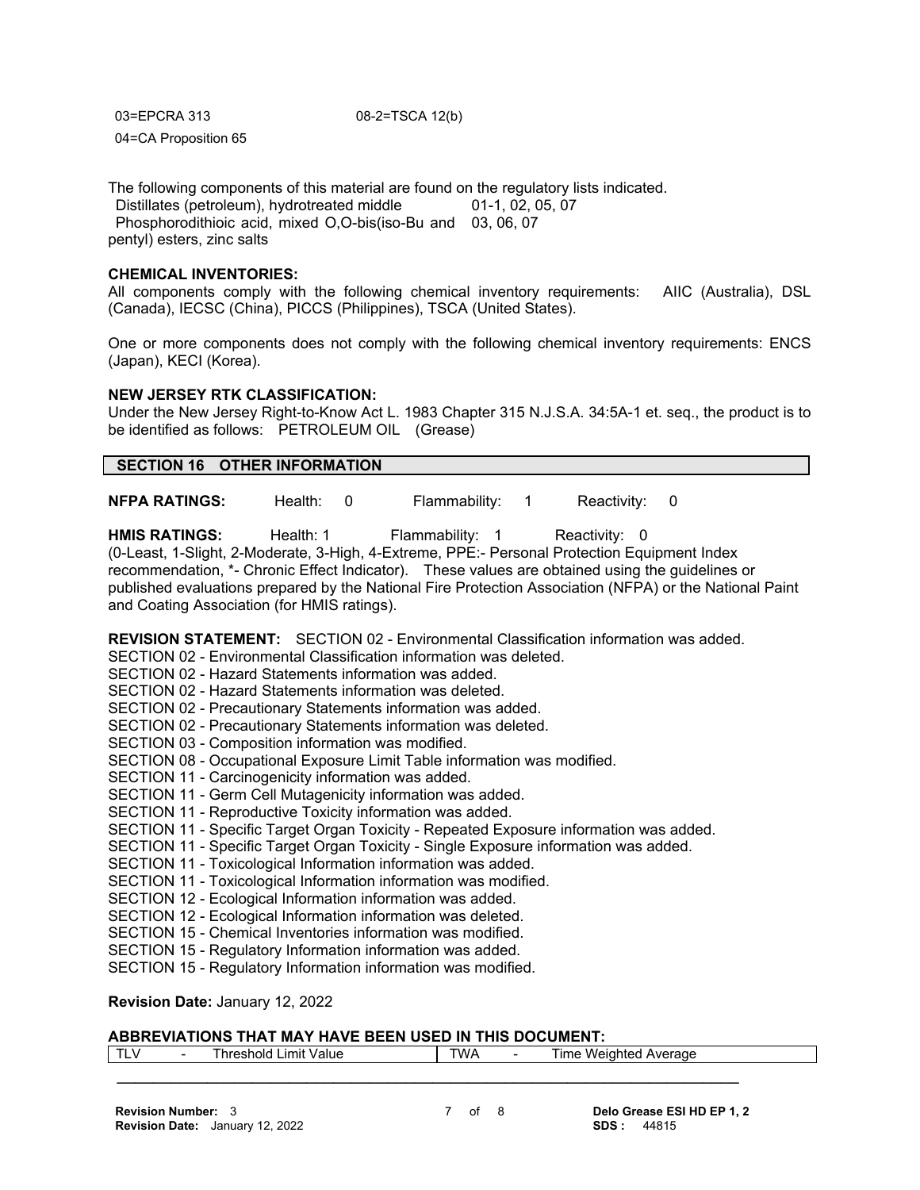03=EPCRA 313 &nbsp;&nbsp;&nbsp;&nbsp;&nbsp;&nbsp;&nbsp;&nbsp;&nbsp;&nbsp;&nbsp;&nbsp;&nbsp;&nbsp;&nbsp;&nbsp;&nbsp;&nbsp;&nbsp;&nbsp;&nbsp;&nbsp; 08-2=TSCA 12(b)

04=CA Proposition 65

The following components of this material are found on the regulatory lists indicated.

| Component | Lists |
|---|---|
| Distillates (petroleum), hydrotreated middle | 01-1, 02, 05, 07 |
| Phosphorodithioic acid, mixed O,O-bis(iso-Bu and pentyl) esters, zinc salts | 03, 06, 07 |

**CHEMICAL INVENTORIES:**

All components comply with the following chemical inventory requirements: AIIC (Australia), DSL (Canada), IECSC (China), PICCS (Philippines), TSCA (United States).

One or more components does not comply with the following chemical inventory requirements: ENCS (Japan), KECI (Korea).

**NEW JERSEY RTK CLASSIFICATION:**

Under the New Jersey Right-to-Know Act L. 1983 Chapter 315 N.J.S.A. 34:5A-1 et. seq., the product is to be identified as follows: PETROLEUM OIL (Grease)

## SECTION 16 OTHER INFORMATION

**NFPA RATINGS:** Health: 0 &nbsp;&nbsp; Flammability: 1 &nbsp;&nbsp; Reactivity: 0

**HMIS RATINGS:** Health: 1 &nbsp;&nbsp; Flammability: 1 &nbsp;&nbsp; Reactivity: 0

(0-Least, 1-Slight, 2-Moderate, 3-High, 4-Extreme, PPE:- Personal Protection Equipment Index recommendation, *- Chronic Effect Indicator). These values are obtained using the guidelines or published evaluations prepared by the National Fire Protection Association (NFPA) or the National Paint and Coating Association (for HMIS ratings).

**REVISION STATEMENT:** SECTION 02 - Environmental Classification information was added.
SECTION 02 - Environmental Classification information was deleted.
SECTION 02 - Hazard Statements information was added.
SECTION 02 - Hazard Statements information was deleted.
SECTION 02 - Precautionary Statements information was added.
SECTION 02 - Precautionary Statements information was deleted.
SECTION 03 - Composition information was modified.
SECTION 08 - Occupational Exposure Limit Table information was modified.
SECTION 11 - Carcinogenicity information was added.
SECTION 11 - Germ Cell Mutagenicity information was added.
SECTION 11 - Reproductive Toxicity information was added.
SECTION 11 - Specific Target Organ Toxicity - Repeated Exposure information was added.
SECTION 11 - Specific Target Organ Toxicity - Single Exposure information was added.
SECTION 11 - Toxicological Information information was added.
SECTION 11 - Toxicological Information information was modified.
SECTION 12 - Ecological Information information was added.
SECTION 12 - Ecological Information information was deleted.
SECTION 15 - Chemical Inventories information was modified.
SECTION 15 - Regulatory Information information was added.
SECTION 15 - Regulatory Information information was modified.

**Revision Date:** January 12, 2022

**ABBREVIATIONS THAT MAY HAVE BEEN USED IN THIS DOCUMENT:**

| | | | | | |
|---|---|---|---|---|---|
| TLV | - | Threshold Limit Value | TWA | - | Time Weighted Average |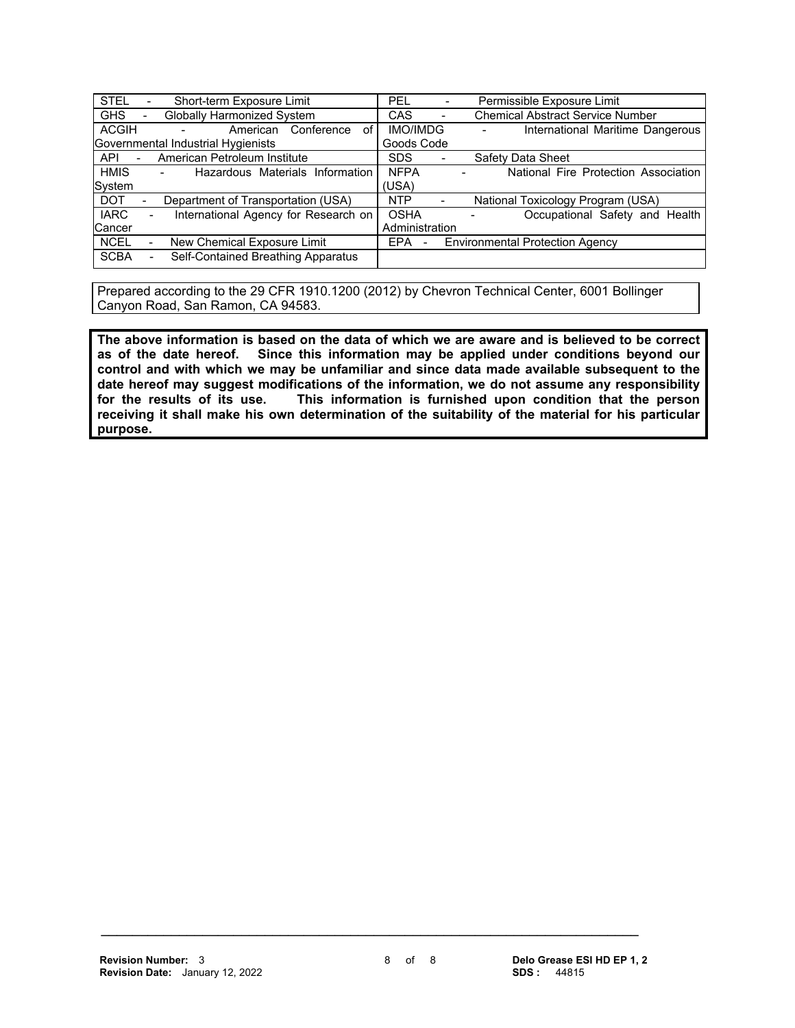| | |
|---|---|
| STEL - Short-term Exposure Limit | PEL - Permissible Exposure Limit |
| GHS - Globally Harmonized System | CAS - Chemical Abstract Service Number |
| ACGIH - American Conference of Governmental Industrial Hygienists | IMO/IMDG - International Maritime Dangerous Goods Code |
| API - American Petroleum Institute | SDS - Safety Data Sheet |
| HMIS - Hazardous Materials Information System | NFPA - National Fire Protection Association (USA) |
| DOT - Department of Transportation (USA) | NTP - National Toxicology Program (USA) |
| IARC - International Agency for Research on Cancer | OSHA - Occupational Safety and Health Administration |
| NCEL - New Chemical Exposure Limit | EPA - Environmental Protection Agency |
| SCBA - Self-Contained Breathing Apparatus | |

Prepared according to the 29 CFR 1910.1200 (2012) by Chevron Technical Center, 6001 Bollinger Canyon Road, San Ramon, CA 94583.

**The above information is based on the data of which we are aware and is believed to be correct as of the date hereof. Since this information may be applied under conditions beyond our control and with which we may be unfamiliar and since data made available subsequent to the date hereof may suggest modifications of the information, we do not assume any responsibility for the results of its use. This information is furnished upon condition that the person receiving it shall make his own determination of the suitability of the material for his particular purpose.**